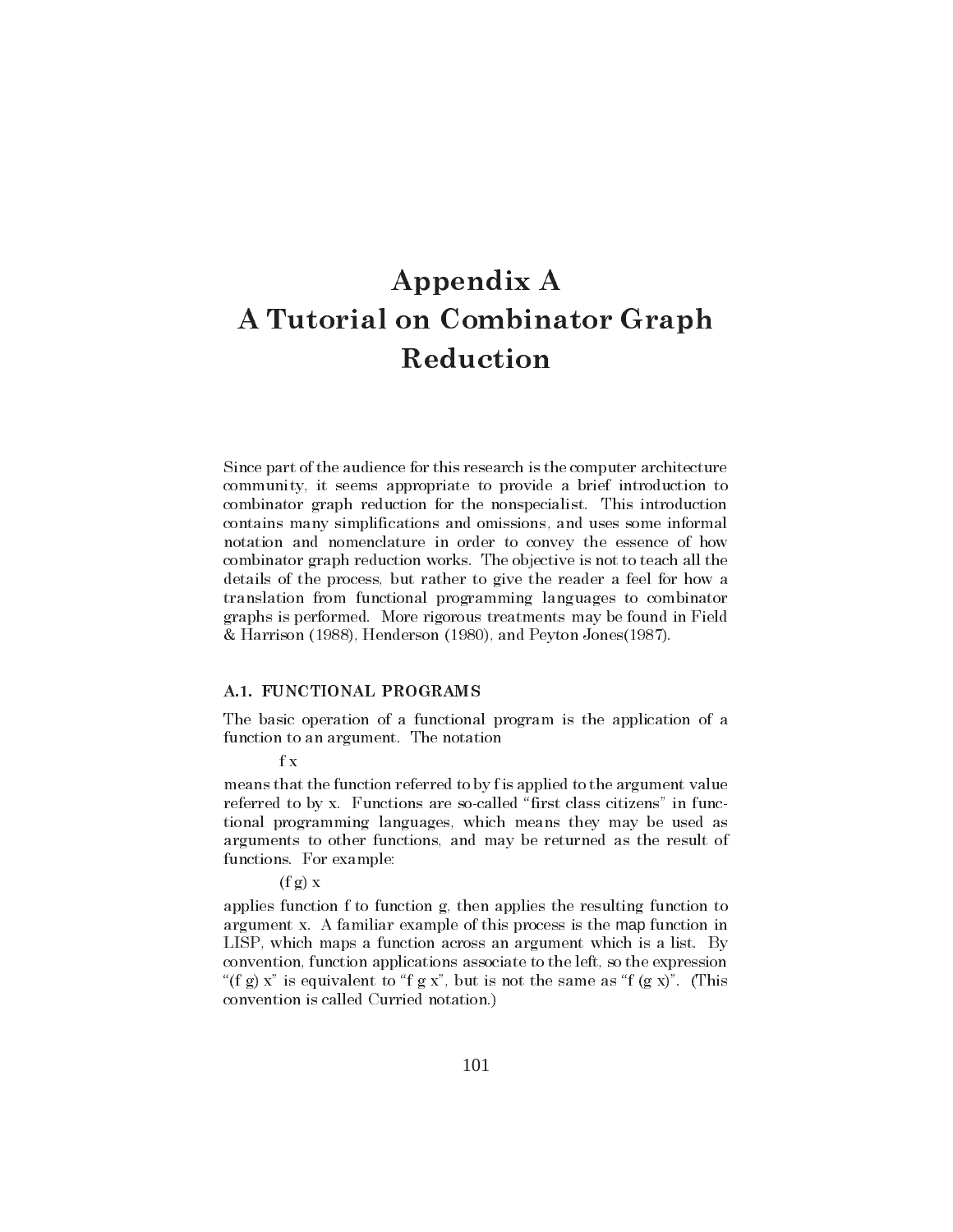# Appendix A
# A Tutorial on Combinator Graph Reduction

Since part of the audience for this research is the computer architecture community, it seems appropriate to provide a brief introduction to combinator graph reduction for the nonspecialist. This introduction contains many simplifications and omissions, and uses some informal notation and nomenclature in order to convey the essence of how combinator graph reduction works. The objective is not to teach all the details of the process, but rather to give the reader a feel for how a translation from functional programming languages to combinator graphs is performed. More rigorous treatments may be found in Field & Harrison (1988), Henderson (1980), and Peyton Jones(1987).

## A.1. FUNCTIONAL PROGRAMS

The basic operation of a functional program is the application of a function to an argument. The notation

f x

means that the function referred to by f is applied to the argument value referred to by x. Functions are so-called "first class citizens" in functional programming languages, which means they may be used as arguments to other functions, and may be returned as the result of functions. For example:

(f g) x

applies function f to function g, then applies the resulting function to argument x. A familiar example of this process is the map function in LISP, which maps a function across an argument which is a list. By convention, function applications associate to the left, so the expression "(f g) x" is equivalent to "f g x", but is not the same as "f (g x)". (This convention is called Curried notation.)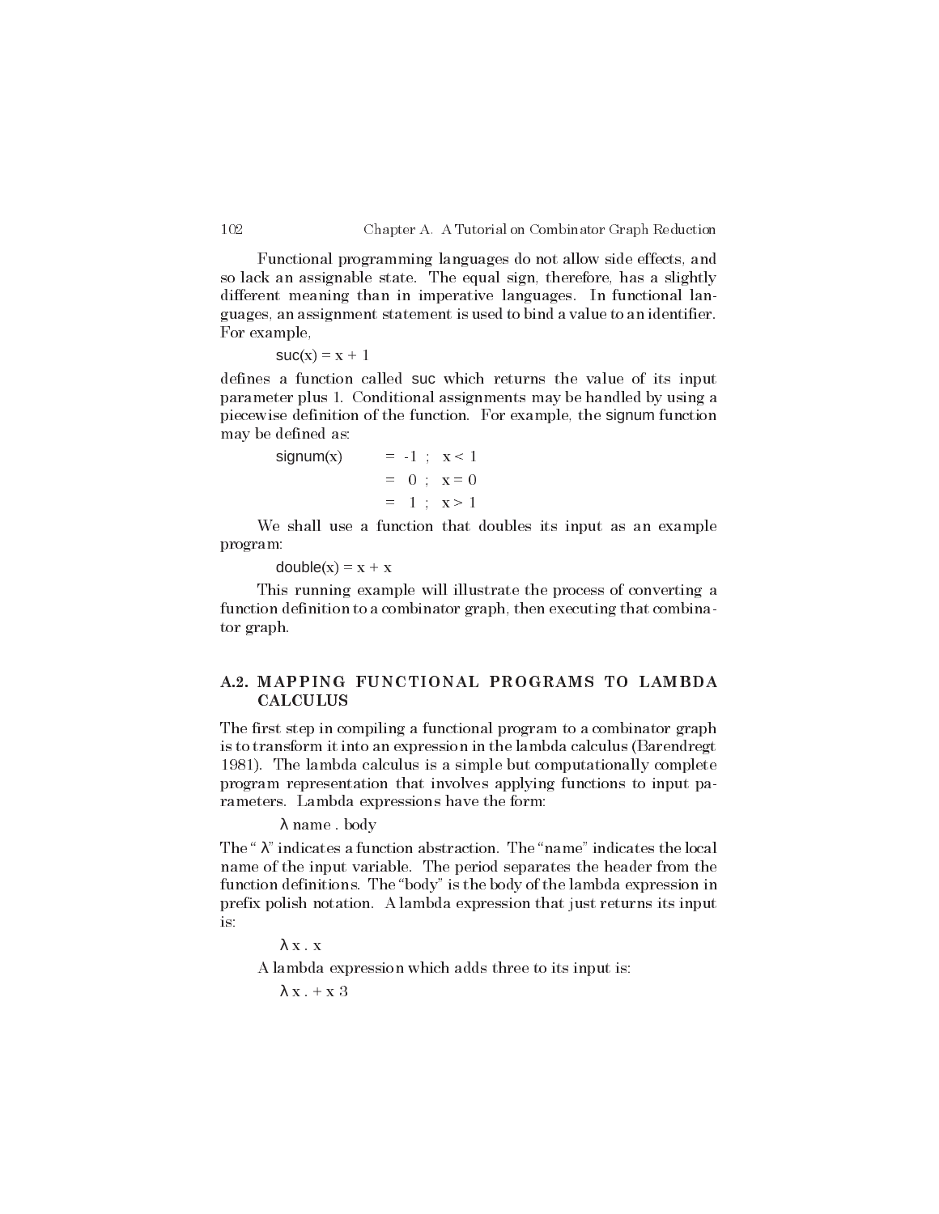Functional programming languages do not allow side effects, and so lack an assignable state. The equal sign, therefore, has a slightly different meaning than in imperative languages. In functional languages, an assignment statement is used to bind a value to an identifier. For example,

```
suc(x) = x + 1
```

defines a function called suc which returns the value of its input parameter plus 1. Conditional assignments may be handled by using a piecewise definition of the function. For example, the signum function may be defined as:

```
signum(x)     =  -1 ;  x < 1
              =   0 ;  x = 0
              =   1 ;  x > 1
```

We shall use a function that doubles its input as an example program:

```
double(x) = x + x
```

This running example will illustrate the process of converting a function definition to a combinator graph, then executing that combinator graph.

## A.2. MAPPING FUNCTIONAL PROGRAMS TO LAMBDA CALCULUS

The first step in compiling a functional program to a combinator graph is to transform it into an expression in the lambda calculus (Barendregt 1981). The lambda calculus is a simple but computationally complete program representation that involves applying functions to input parameters. Lambda expressions have the form:

$\lambda$ name . body

The "$\lambda$" indicates a function abstraction. The "name" indicates the local name of the input variable. The period separates the header from the function definitions. The "body" is the body of the lambda expression in prefix polish notation. A lambda expression that just returns its input is:

$\lambda$ x . x

A lambda expression which adds three to its input is:

$\lambda$ x . + x 3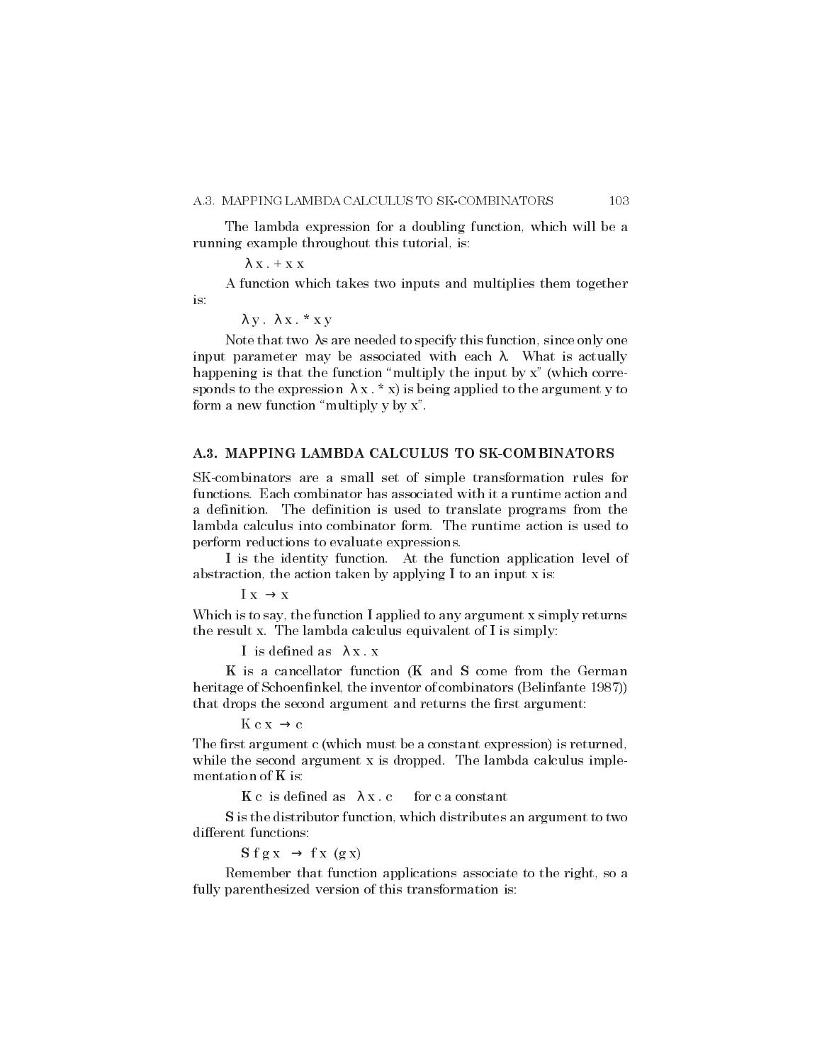The lambda expression for a doubling function, which will be a running example throughout this tutorial, is:

$$\lambda x . + x\ x$$

A function which takes two inputs and multiplies them together is:

$$\lambda y .\ \lambda x . * x\ y$$

Note that two $\lambda$s are needed to specify this function, since only one input parameter may be associated with each $\lambda$. What is actually happening is that the function "multiply the input by x" (which corresponds to the expression $\lambda x . * x$) is being applied to the argument y to form a new function "multiply y by x".

## A.3. MAPPING LAMBDA CALCULUS TO SK-COMBINATORS

SK-combinators are a small set of simple transformation rules for functions. Each combinator has associated with it a runtime action and a definition. The definition is used to translate programs from the lambda calculus into combinator form. The runtime action is used to perform reductions to evaluate expressions.

I is the identity function. At the function application level of abstraction, the action taken by applying I to an input x is:

$$I\ x \rightarrow x$$

Which is to say, the function I applied to any argument x simply returns the result x. The lambda calculus equivalent of I is simply:

$$I \text{ is defined as } \lambda x . x$$

**K** is a cancellator function (**K** and **S** come from the German heritage of Schoenfinkel, the inventor of combinators (Belinfante 1987)) that drops the second argument and returns the first argument:

$$K\ c\ x \rightarrow c$$

The first argument c (which must be a constant expression) is returned, while the second argument x is dropped. The lambda calculus implementation of **K** is:

$$\mathbf{K}\ c \text{ is defined as } \lambda x . c \quad \text{for c a constant}$$

**S** is the distributor function, which distributes an argument to two different functions:

$$\mathbf{S}\ f\ g\ x \rightarrow f\ x\ (g\ x)$$

Remember that function applications associate to the right, so a fully parenthesized version of this transformation is: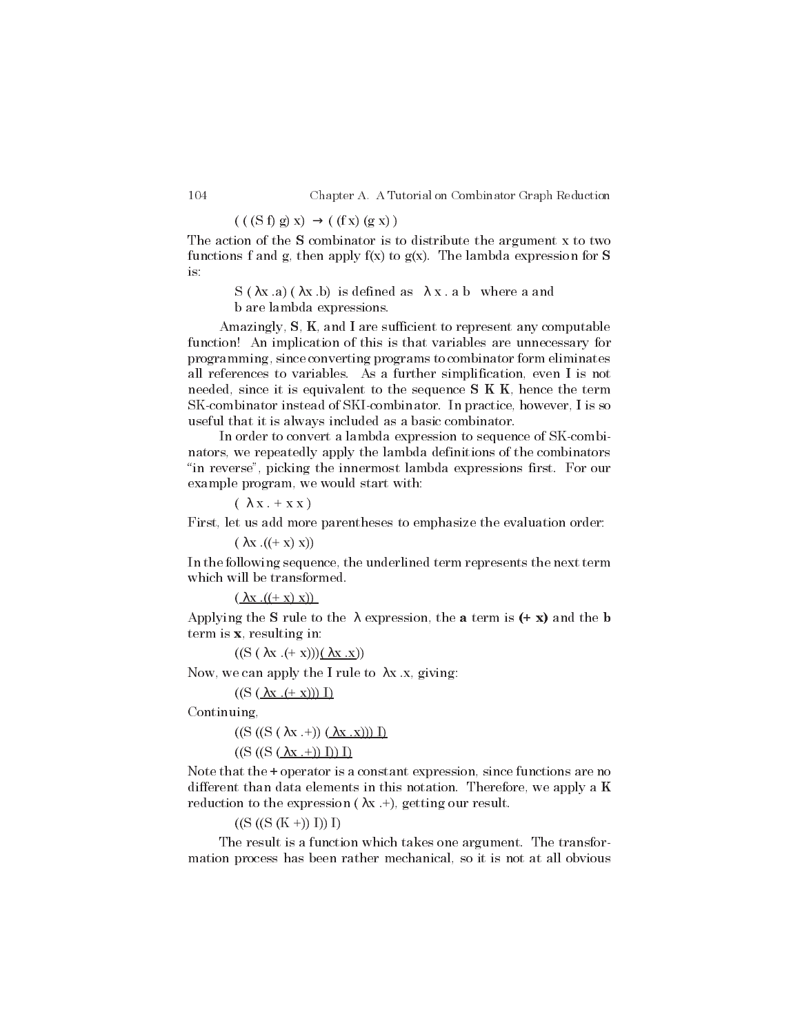$$( ( (S\ f)\ g)\ x) \rightarrow ( (f\ x)\ (g\ x) )$$

The action of the **S** combinator is to distribute the argument x to two functions f and g, then apply f(x) to g(x). The lambda expression for **S** is:

> S ( λx .a) ( λx .b) is defined as λ x . a b where a and b are lambda expressions.

Amazingly, **S**, **K**, and **I** are sufficient to represent any computable function! An implication of this is that variables are unnecessary for programming, since converting programs to combinator form eliminates all references to variables. As a further simplification, even **I** is not needed, since it is equivalent to the sequence **S K K**, hence the term SK-combinator instead of SKI-combinator. In practice, however, **I** is so useful that it is always included as a basic combinator.

In order to convert a lambda expression to sequence of SK-combinators, we repeatedly apply the lambda definitions of the combinators "in reverse", picking the innermost lambda expressions first. For our example program, we would start with:

> ( λ x . + x x )

First, let us add more parentheses to emphasize the evaluation order:

> ( λx .((+ x) x))

In the following sequence, the underlined term represents the next term which will be transformed.

> <u>( λx .((+ x) x))</u>

Applying the **S** rule to the λ expression, the **a** term is **(+ x)** and the **b** term is **x**, resulting in:

> ((S ( λx .(+ x)))<u>( λx .x)</u>)

Now, we can apply the **I** rule to λx .x, giving:

> ((S <u>( λx .(+ x)))</u> I)

Continuing,

> ((S ((S ( λx .+)) <u>( λx .x)))</u> I)
>
> ((S ((S <u>( λx .+))</u> I)) I)

Note that the + operator is a constant expression, since functions are no different than data elements in this notation. Therefore, we apply a **K** reduction to the expression ( λx .+), getting our result.

> ((S ((S (K +)) I)) I)

The result is a function which takes one argument. The transformation process has been rather mechanical, so it is not at all obvious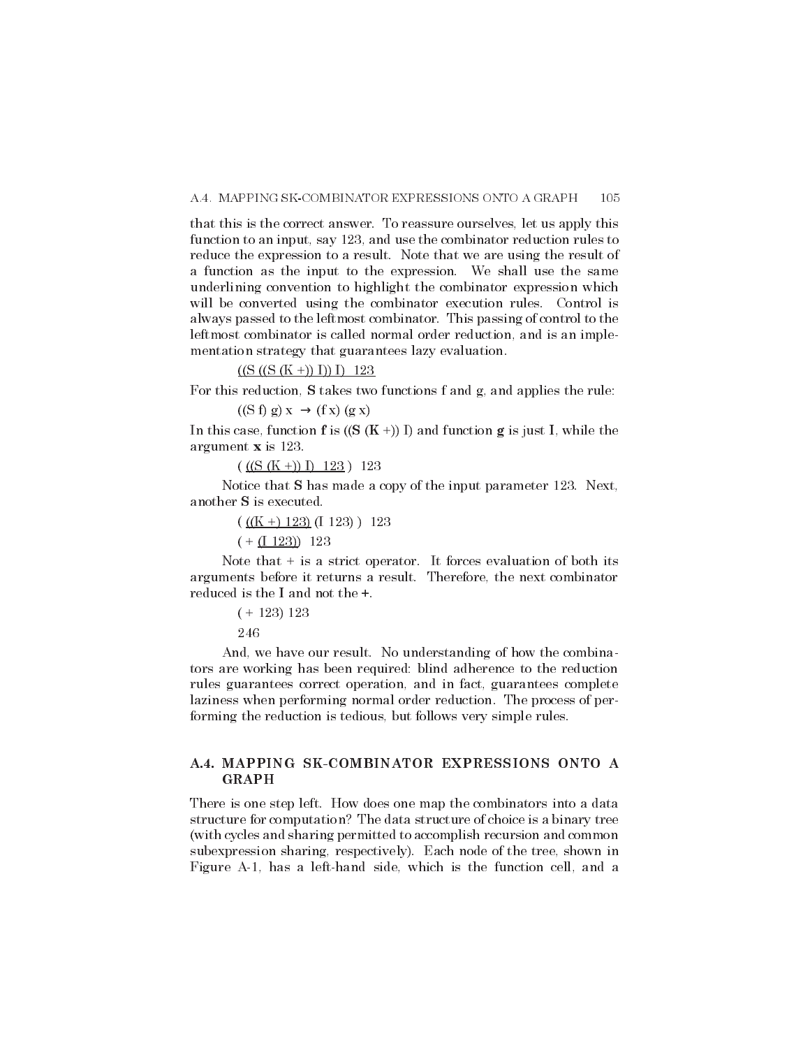that this is the correct answer. To reassure ourselves, let us apply this function to an input, say 123, and use the combinator reduction rules to reduce the expression to a result. Note that we are using the result of a function as the input to the expression. We shall use the same underlining convention to highlight the combinator expression which will be converted using the combinator execution rules. Control is always passed to the leftmost combinator. This passing of control to the leftmost combinator is called normal order reduction, and is an implementation strategy that guarantees lazy evaluation.

<u>((S ((S (K +)) I)) I) 123</u>

For this reduction, **S** takes two functions f and g, and applies the rule:

((S f) g) x → (f x) (g x)

In this case, function **f** is ((**S** (**K** +)) I) and function **g** is just **I**, while the argument **x** is 123.

( <u>((S (K +)) I) 123</u> ) 123

Notice that **S** has made a copy of the input parameter 123. Next, another **S** is executed.

( <u>((K +) 123)</u> (I 123) ) 123

( + <u>(I 123)</u>) 123

Note that + is a strict operator. It forces evaluation of both its arguments before it returns a result. Therefore, the next combinator reduced is the I and not the **+**.

( + 123) 123

246

And, we have our result. No understanding of how the combinators are working has been required: blind adherence to the reduction rules guarantees correct operation, and in fact, guarantees complete laziness when performing normal order reduction. The process of performing the reduction is tedious, but follows very simple rules.

## A.4. MAPPING SK-COMBINATOR EXPRESSIONS ONTO A GRAPH

There is one step left. How does one map the combinators into a data structure for computation? The data structure of choice is a binary tree (with cycles and sharing permitted to accomplish recursion and common subexpression sharing, respectively). Each node of the tree, shown in Figure A-1, has a left-hand side, which is the function cell, and a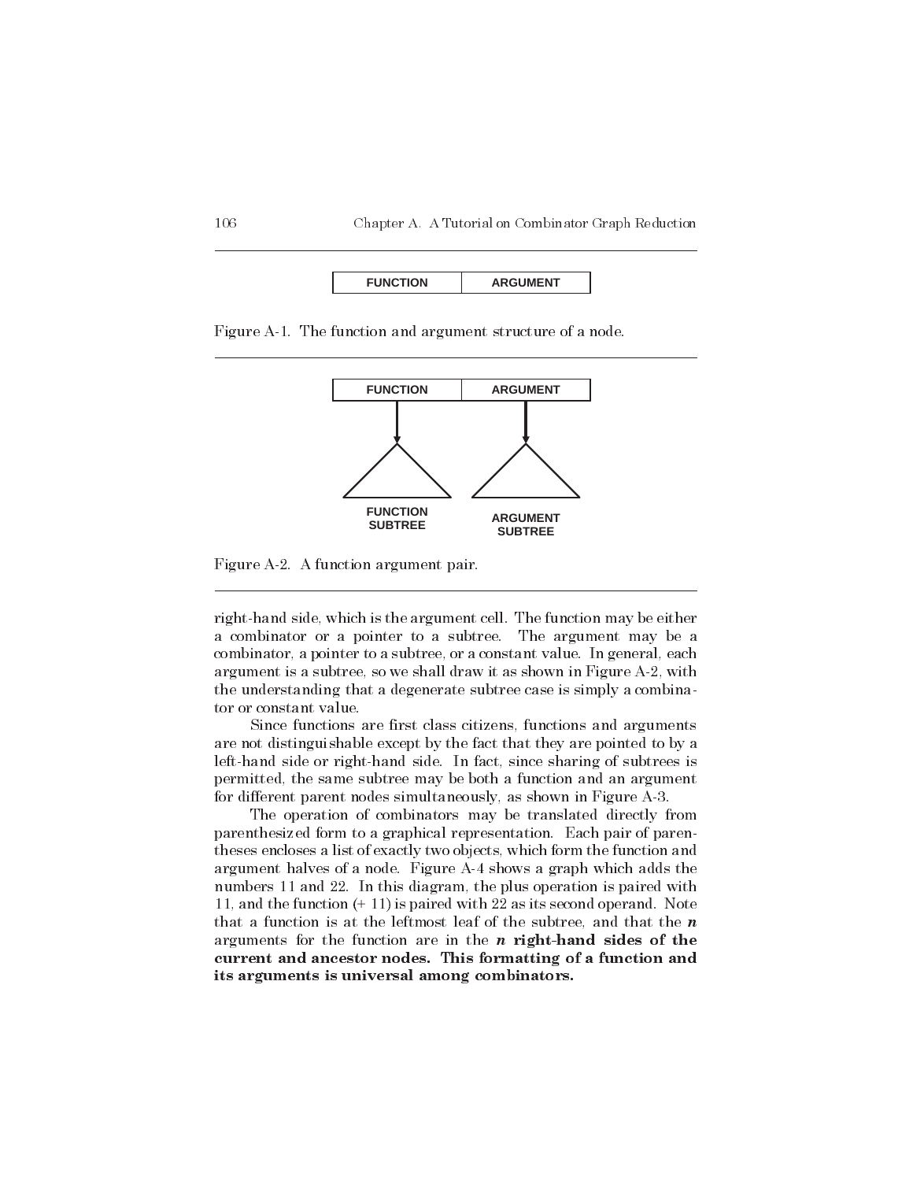FUNCTION | ARGUMENT

Figure A-1. The function and argument structure of a node.

FUNCTION | ARGUMENT

FUNCTION SUBTREE

ARGUMENT SUBTREE

Figure A-2. A function argument pair.

right-hand side, which is the argument cell. The function may be either a combinator or a pointer to a subtree. The argument may be a combinator, a pointer to a subtree, or a constant value. In general, each argument is a subtree, so we shall draw it as shown in Figure A-2, with the understanding that a degenerate subtree case is simply a combinator or constant value.

Since functions are first class citizens, functions and arguments are not distinguishable except by the fact that they are pointed to by a left-hand side or right-hand side. In fact, since sharing of subtrees is permitted, the same subtree may be both a function and an argument for different parent nodes simultaneously, as shown in Figure A-3.

The operation of combinators may be translated directly from parenthesized form to a graphical representation. Each pair of parentheses encloses a list of exactly two objects, which form the function and argument halves of a node. Figure A-4 shows a graph which adds the numbers 11 and 22. In this diagram, the plus operation is paired with 11, and the function (+ 11) is paired with 22 as its second operand. Note that a function is at the leftmost leaf of the subtree, and that the ***n*** arguments for the function are in the ***n*** **right-hand sides of the current and ancestor nodes. This formatting of a function and its arguments is universal among combinators.**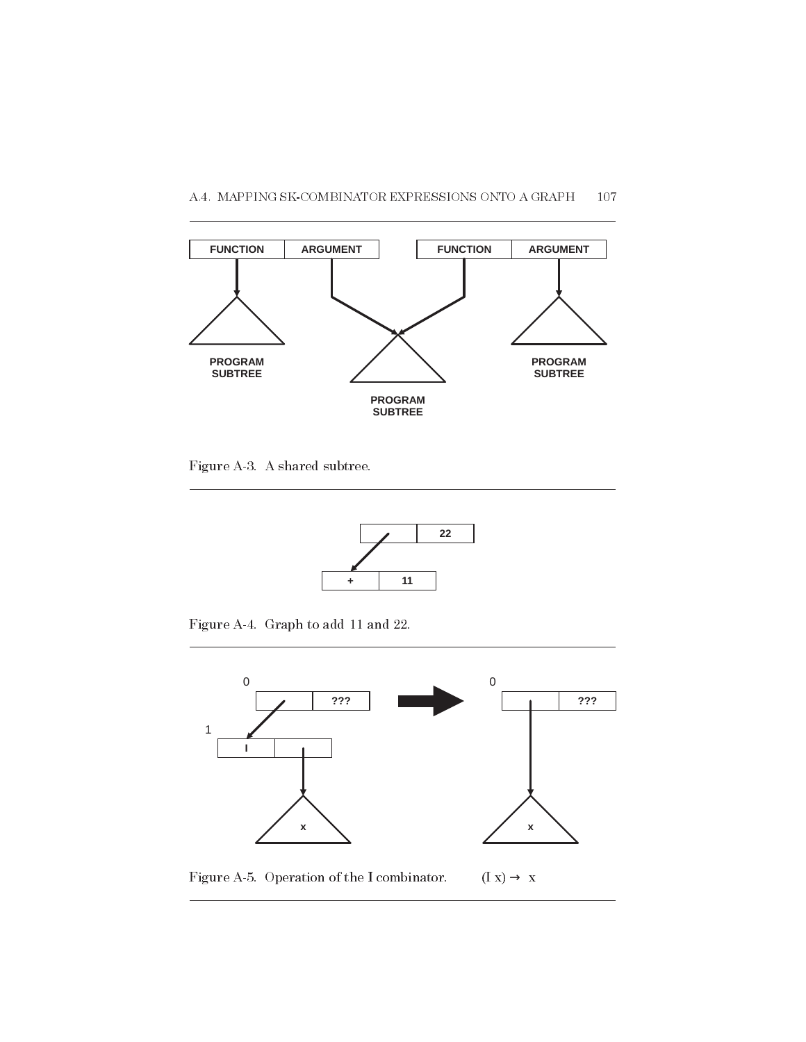FUNCTION | ARGUMENT | FUNCTION | ARGUMENT

PROGRAM SUBTREE

PROGRAM SUBTREE

PROGRAM SUBTREE

Figure A-3. A shared subtree.

22

+ | 11

Figure A-4. Graph to add 11 and 22.

0

???

1

I

x

0

???

x

Figure A-5. Operation of the I combinator. (I x) → x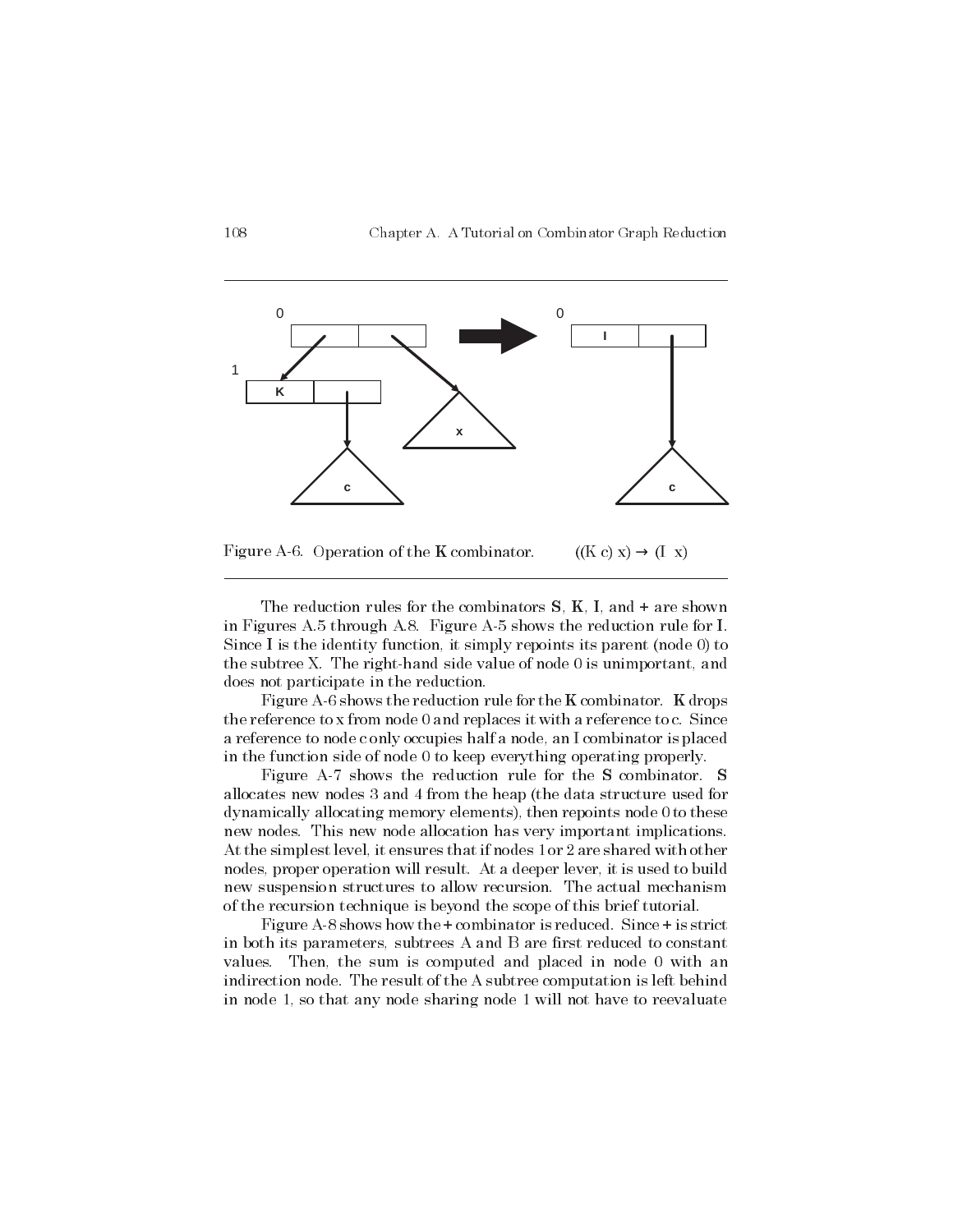Figure A-6. Operation of the **K** combinator. ((K c) x) → (I x)

The reduction rules for the combinators **S**, **K**, **I**, and **+** are shown in Figures A.5 through A.8. Figure A-5 shows the reduction rule for **I**. Since **I** is the identity function, it simply repoints its parent (node 0) to the subtree X. The right-hand side value of node 0 is unimportant, and does not participate in the reduction.

Figure A-6 shows the reduction rule for the **K** combinator. **K** drops the reference to x from node 0 and replaces it with a reference to c. Since a reference to node c only occupies half a node, an I combinator is placed in the function side of node 0 to keep everything operating properly.

Figure A-7 shows the reduction rule for the **S** combinator. **S** allocates new nodes 3 and 4 from the heap (the data structure used for dynamically allocating memory elements), then repoints node 0 to these new nodes. This new node allocation has very important implications. At the simplest level, it ensures that if nodes 1 or 2 are shared with other nodes, proper operation will result. At a deeper lever, it is used to build new suspension structures to allow recursion. The actual mechanism of the recursion technique is beyond the scope of this brief tutorial.

Figure A-8 shows how the **+** combinator is reduced. Since **+** is strict in both its parameters, subtrees A and B are first reduced to constant values. Then, the sum is computed and placed in node 0 with an indirection node. The result of the A subtree computation is left behind in node 1, so that any node sharing node 1 will not have to reevaluate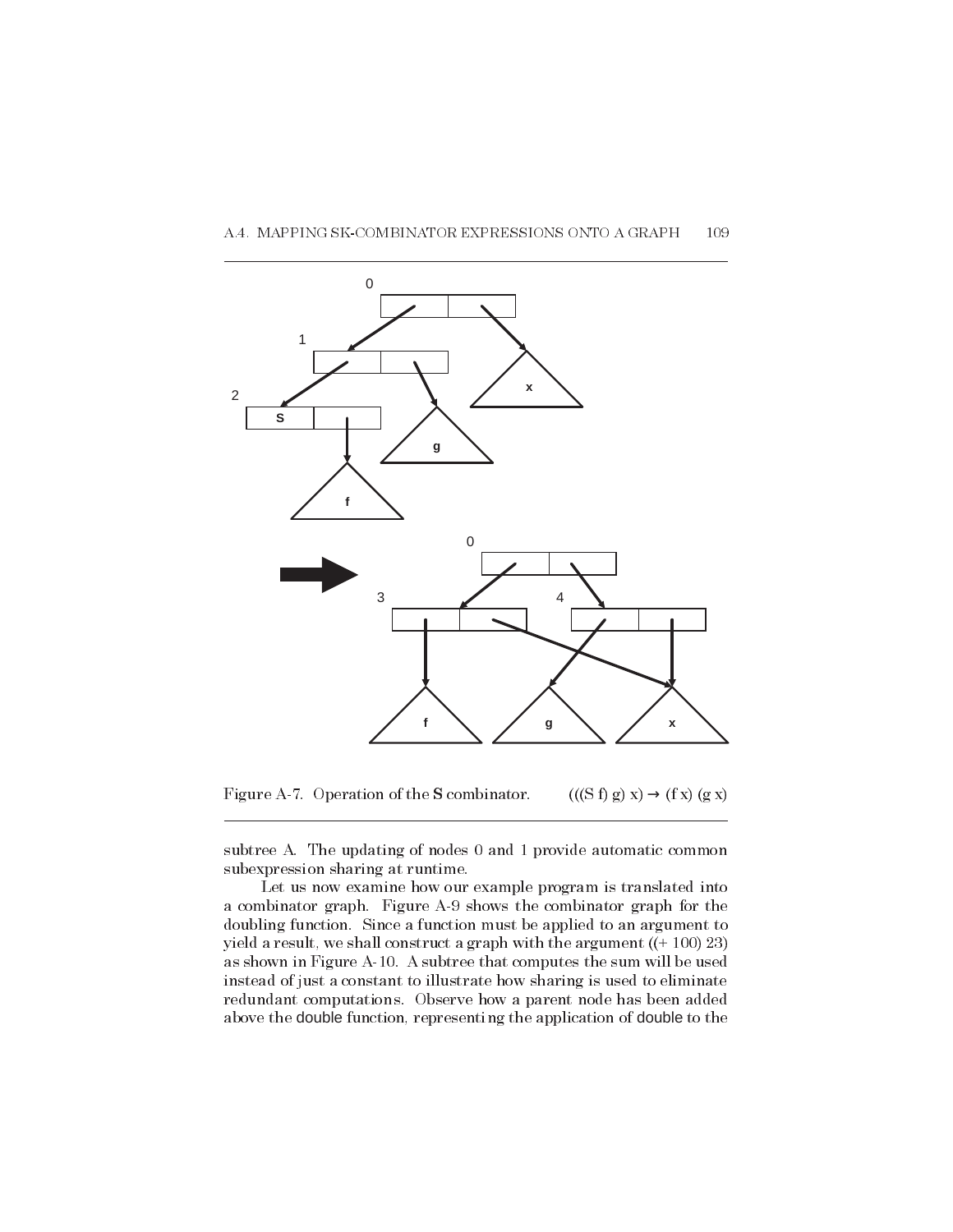Figure A-7. Operation of the **S** combinator. (((S f) g) x) → (f x) (g x)

subtree A. The updating of nodes 0 and 1 provide automatic common subexpression sharing at runtime.

Let us now examine how our example program is translated into a combinator graph. Figure A-9 shows the combinator graph for the doubling function. Since a function must be applied to an argument to yield a result, we shall construct a graph with the argument ((+ 100) 23) as shown in Figure A-10. A subtree that computes the sum will be used instead of just a constant to illustrate how sharing is used to eliminate redundant computations. Observe how a parent node has been added above the double function, representing the application of double to the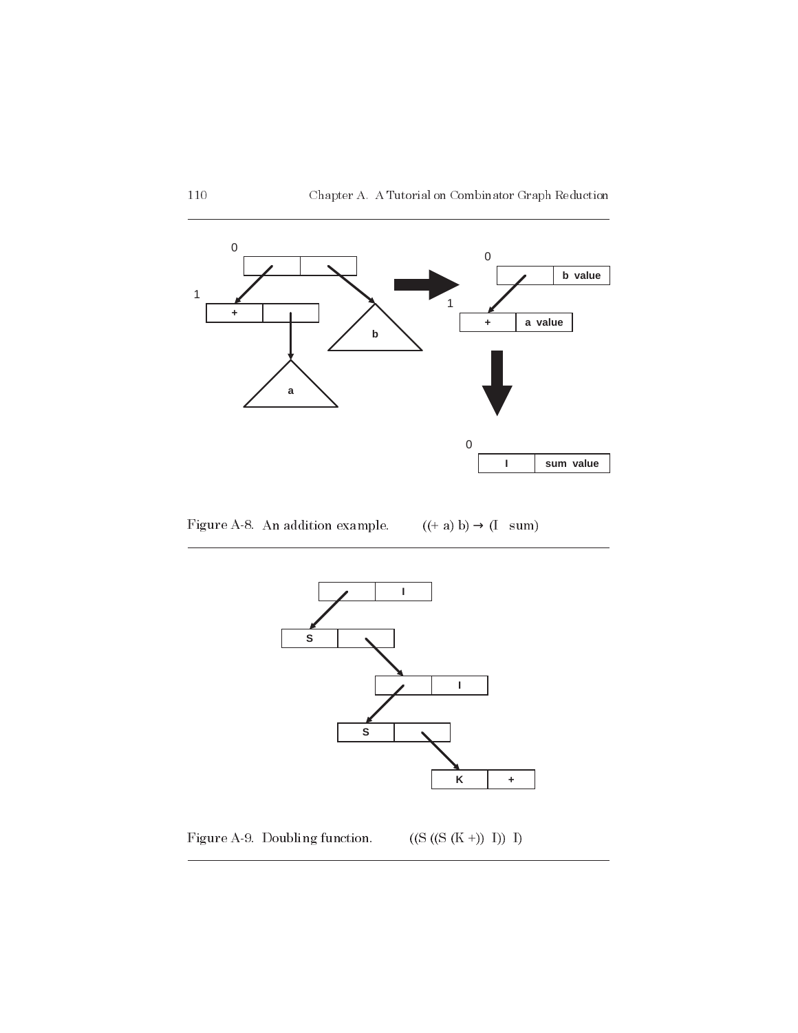Figure A-8. An addition example. $\quad$ ((+ a) b) → (I sum)

Figure A-9. Doubling function. $\quad$ ((S ((S (K +)) I)) I)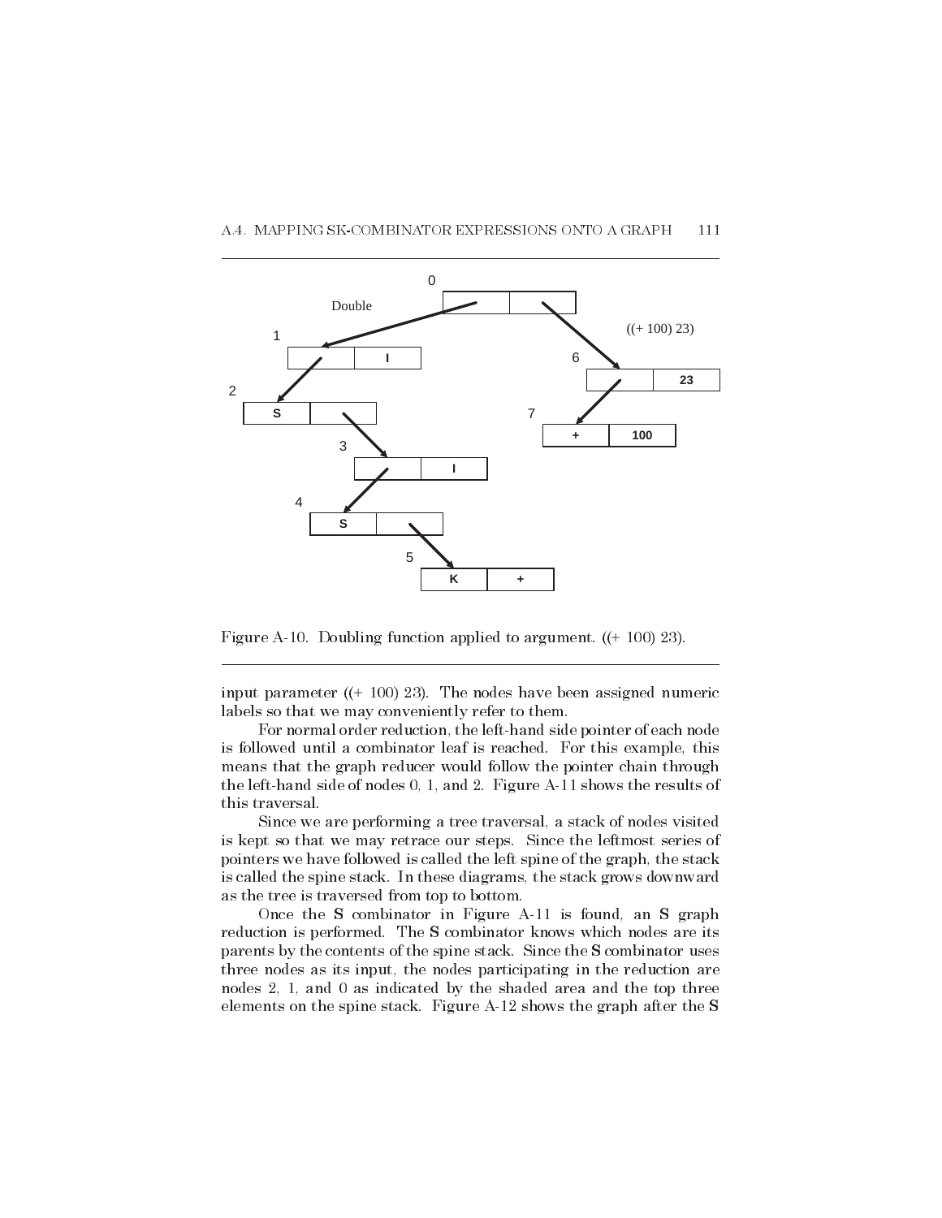Figure A-10. Doubling function applied to argument. ((+ 100) 23).

input parameter ((+ 100) 23). The nodes have been assigned numeric labels so that we may conveniently refer to them.

For normal order reduction, the left-hand side pointer of each node is followed until a combinator leaf is reached. For this example, this means that the graph reducer would follow the pointer chain through the left-hand side of nodes 0, 1, and 2. Figure A-11 shows the results of this traversal.

Since we are performing a tree traversal, a stack of nodes visited is kept so that we may retrace our steps. Since the leftmost series of pointers we have followed is called the left spine of the graph, the stack is called the spine stack. In these diagrams, the stack grows downward as the tree is traversed from top to bottom.

Once the **S** combinator in Figure A-11 is found, an **S** graph reduction is performed. The **S** combinator knows which nodes are its parents by the contents of the spine stack. Since the **S** combinator uses three nodes as its input, the nodes participating in the reduction are nodes 2, 1, and 0 as indicated by the shaded area and the top three elements on the spine stack. Figure A-12 shows the graph after the **S**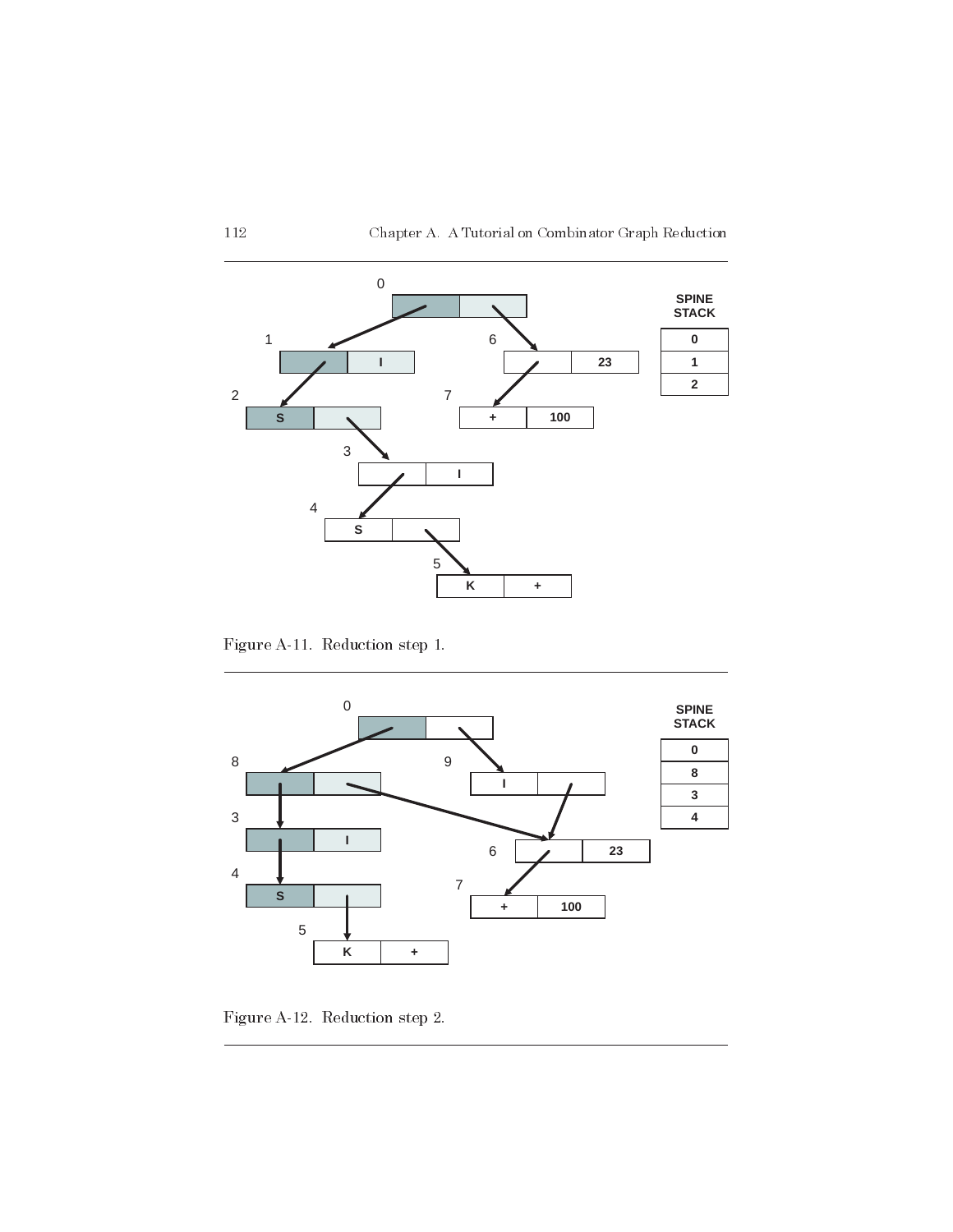Figure A-11. Reduction step 1.

Figure A-12. Reduction step 2.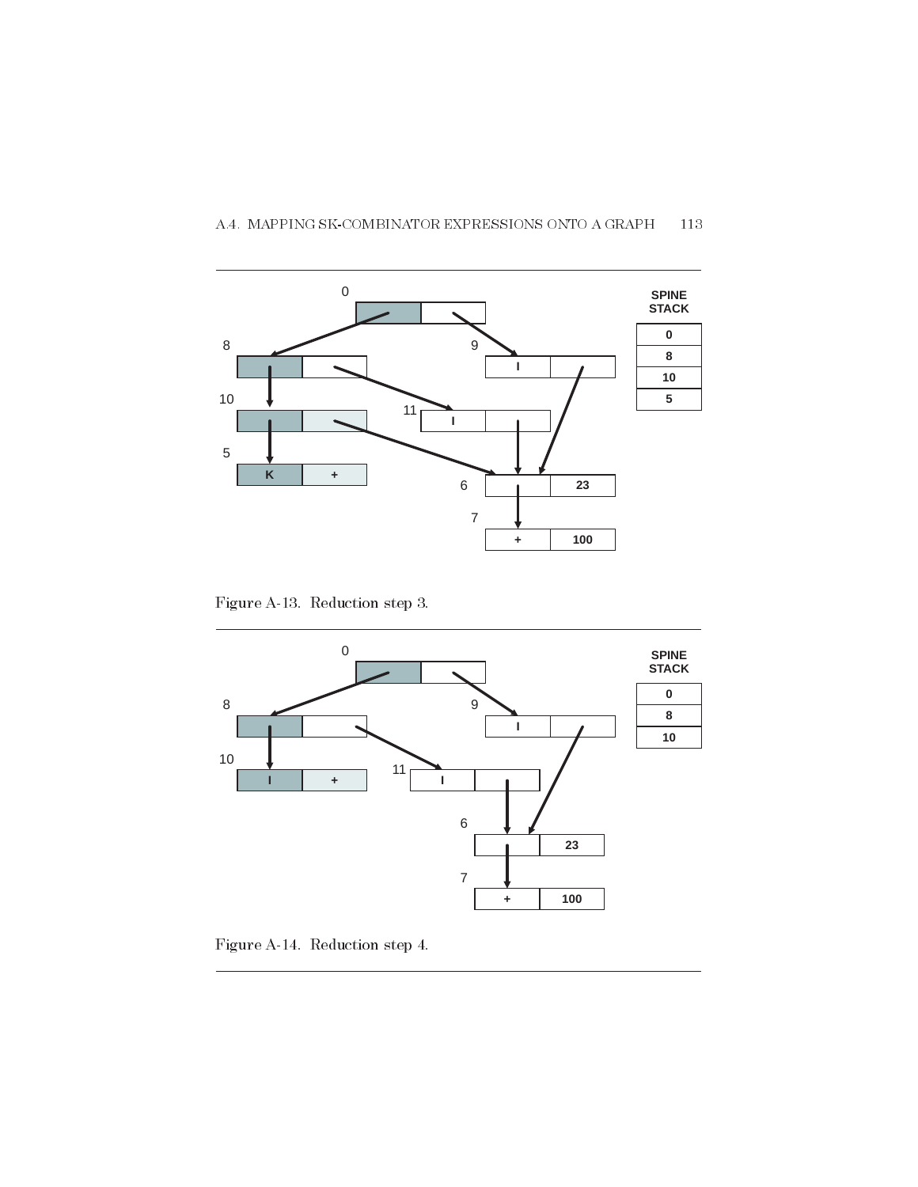Figure A-13. Reduction step 3.

Figure A-14. Reduction step 4.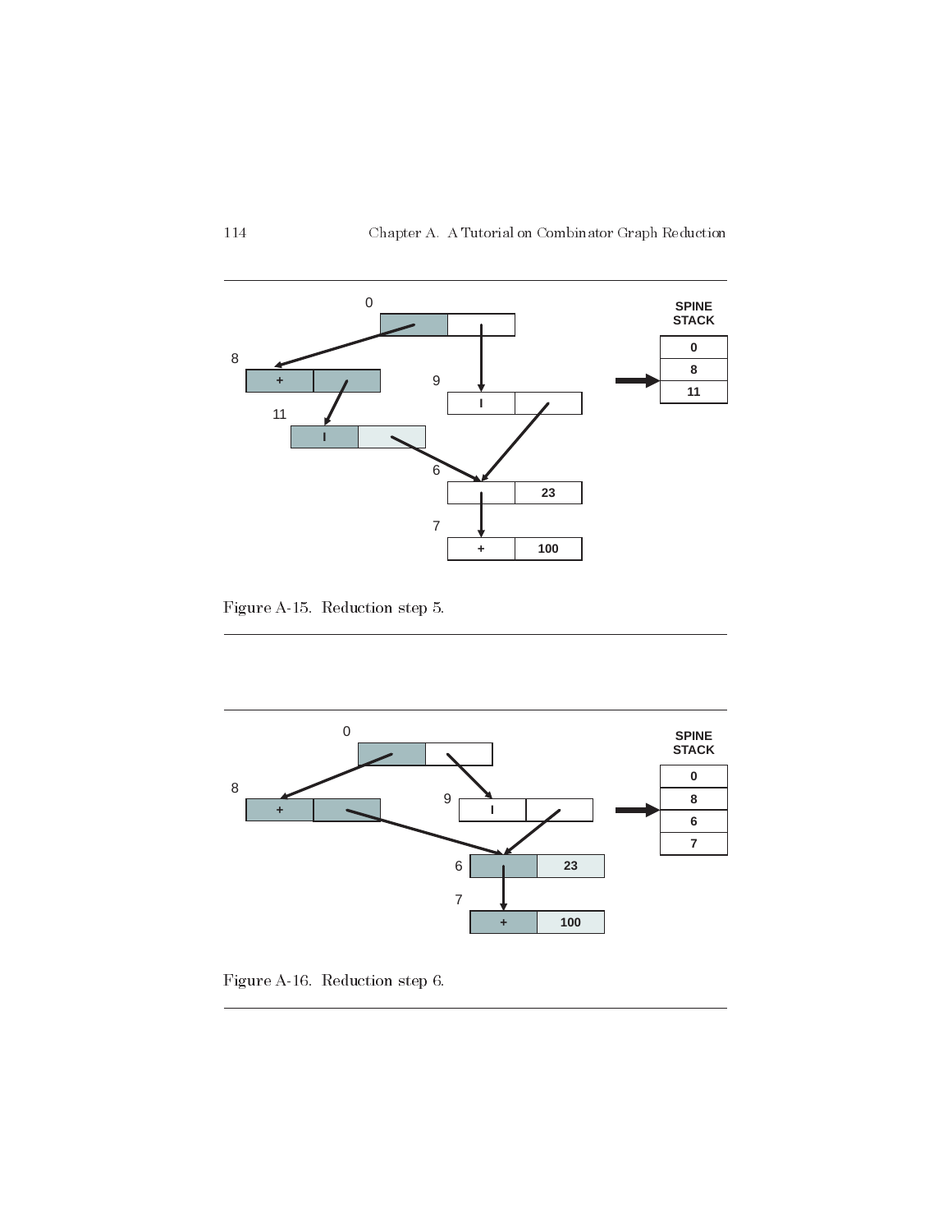Figure A-15. Reduction step 5.

Figure A-16. Reduction step 6.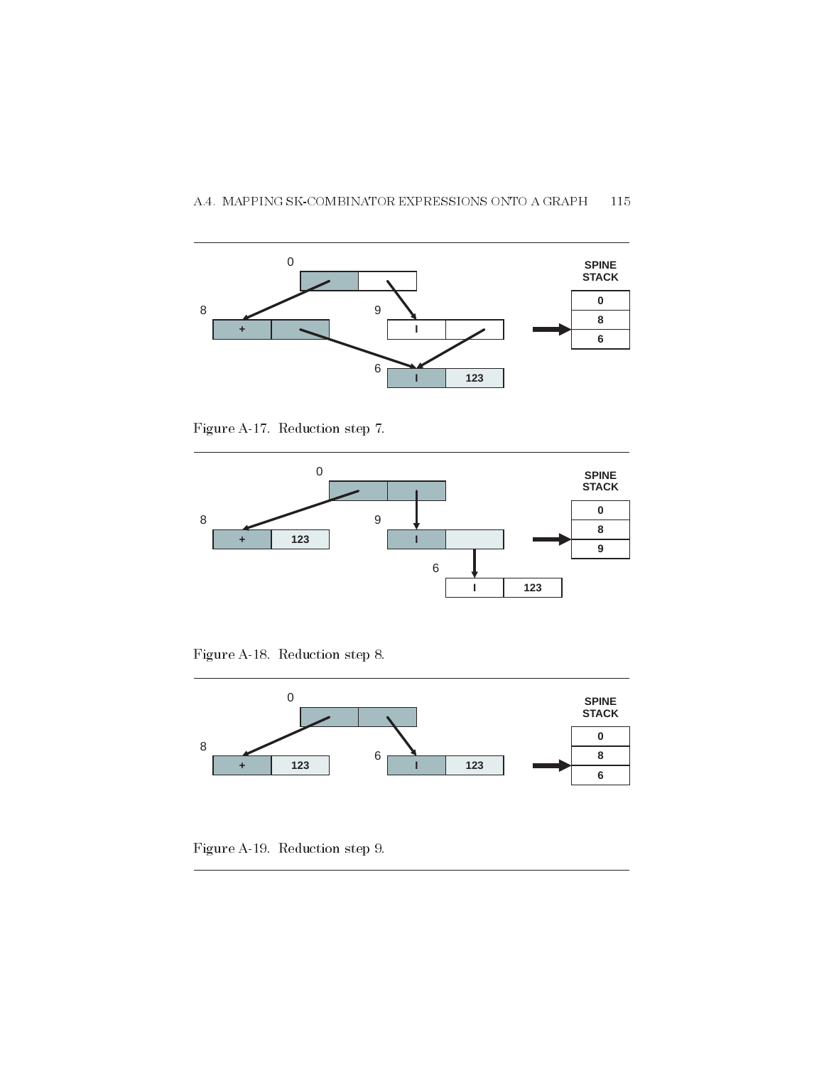Figure A-17. Reduction step 7.

Figure A-18. Reduction step 8.

Figure A-19. Reduction step 9.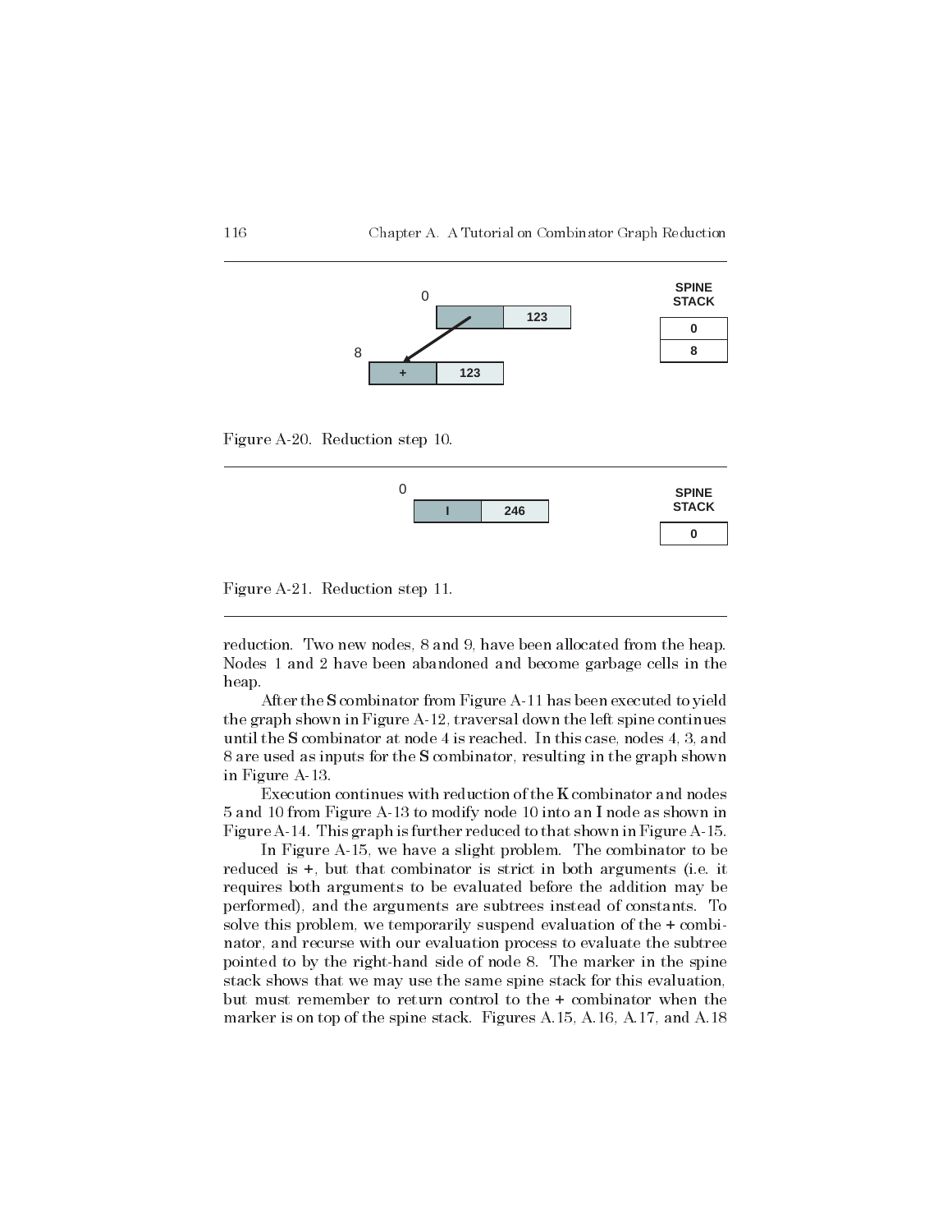Figure A-20. Reduction step 10.

Figure A-21. Reduction step 11.

reduction. Two new nodes, 8 and 9, have been allocated from the heap. Nodes 1 and 2 have been abandoned and become garbage cells in the heap.

After the **S** combinator from Figure A-11 has been executed to yield the graph shown in Figure A-12, traversal down the left spine continues until the **S** combinator at node 4 is reached. In this case, nodes 4, 3, and 8 are used as inputs for the **S** combinator, resulting in the graph shown in Figure A-13.

Execution continues with reduction of the **K** combinator and nodes 5 and 10 from Figure A-13 to modify node 10 into an **I** node as shown in Figure A-14. This graph is further reduced to that shown in Figure A-15.

In Figure A-15, we have a slight problem. The combinator to be reduced is +, but that combinator is strict in both arguments (i.e. it requires both arguments to be evaluated before the addition may be performed), and the arguments are subtrees instead of constants. To solve this problem, we temporarily suspend evaluation of the + combinator, and recurse with our evaluation process to evaluate the subtree pointed to by the right-hand side of node 8. The marker in the spine stack shows that we may use the same spine stack for this evaluation, but must remember to return control to the + combinator when the marker is on top of the spine stack. Figures A.15, A.16, A.17, and A.18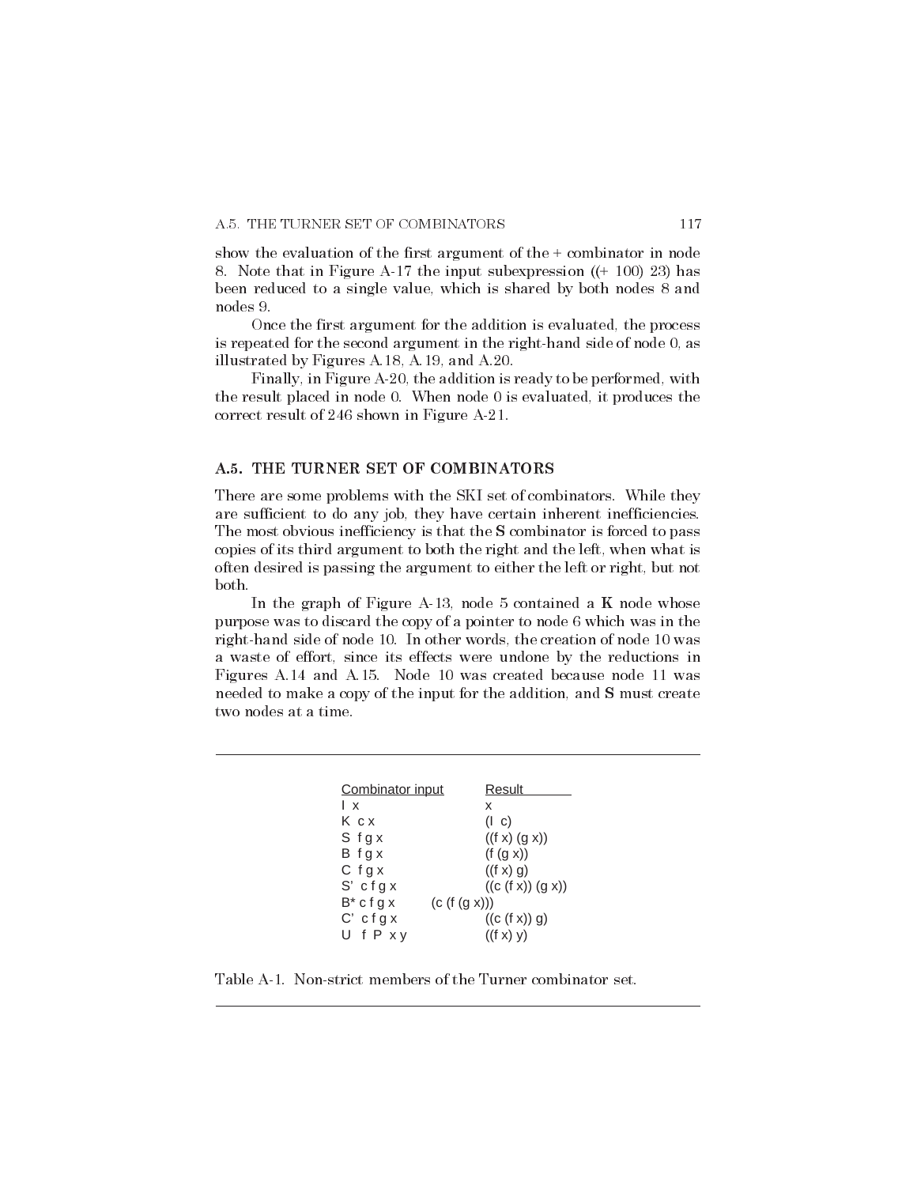show the evaluation of the first argument of the + combinator in node 8. Note that in Figure A-17 the input subexpression ((+ 100) 23) has been reduced to a single value, which is shared by both nodes 8 and nodes 9.

Once the first argument for the addition is evaluated, the process is repeated for the second argument in the right-hand side of node 0, as illustrated by Figures A.18, A.19, and A.20.

Finally, in Figure A-20, the addition is ready to be performed, with the result placed in node 0. When node 0 is evaluated, it produces the correct result of 246 shown in Figure A-21.

## A.5. THE TURNER SET OF COMBINATORS

There are some problems with the SKI set of combinators. While they are sufficient to do any job, they have certain inherent inefficiencies. The most obvious inefficiency is that the **S** combinator is forced to pass copies of its third argument to both the right and the left, when what is often desired is passing the argument to either the left or right, but not both.

In the graph of Figure A-13, node 5 contained a **K** node whose purpose was to discard the copy of a pointer to node 6 which was in the right-hand side of node 10. In other words, the creation of node 10 was a waste of effort, since its effects were undone by the reductions in Figures A.14 and A.15. Node 10 was created because node 11 was needed to make a copy of the input for the addition, and **S** must create two nodes at a time.

| Combinator input | Result |
|---|---|
| I x | x |
| K c x | (I c) |
| S f g x | ((f x) (g x)) |
| B f g x | (f (g x)) |
| C f g x | ((f x) g) |
| S' c f g x | ((c (f x)) (g x)) |
| B* c f g x | (c (f (g x))) |
| C' c f g x | ((c (f x)) g) |
| U f P x y | ((f x) y) |

Table A-1. Non-strict members of the Turner combinator set.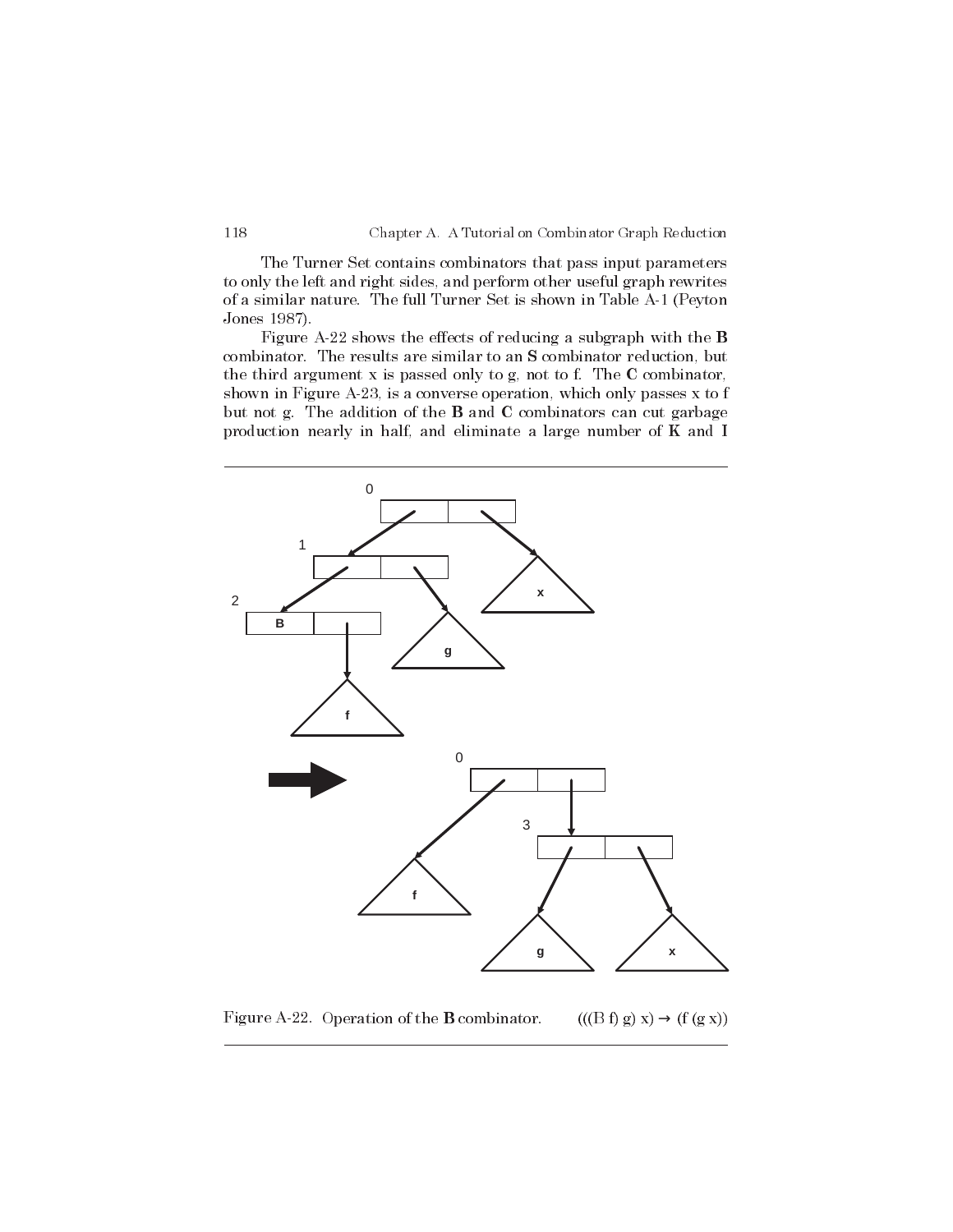The Turner Set contains combinators that pass input parameters to only the left and right sides, and perform other useful graph rewrites of a similar nature. The full Turner Set is shown in Table A-1 (Peyton Jones 1987).

Figure A-22 shows the effects of reducing a subgraph with the **B** combinator. The results are similar to an **S** combinator reduction, but the third argument x is passed only to g, not to f. The **C** combinator, shown in Figure A-23, is a converse operation, which only passes x to f but not g. The addition of the **B** and **C** combinators can cut garbage production nearly in half, and eliminate a large number of **K** and **I**

Figure A-22. Operation of the **B** combinator. $(((B\ f)\ g)\ x) \rightarrow (f\ (g\ x))$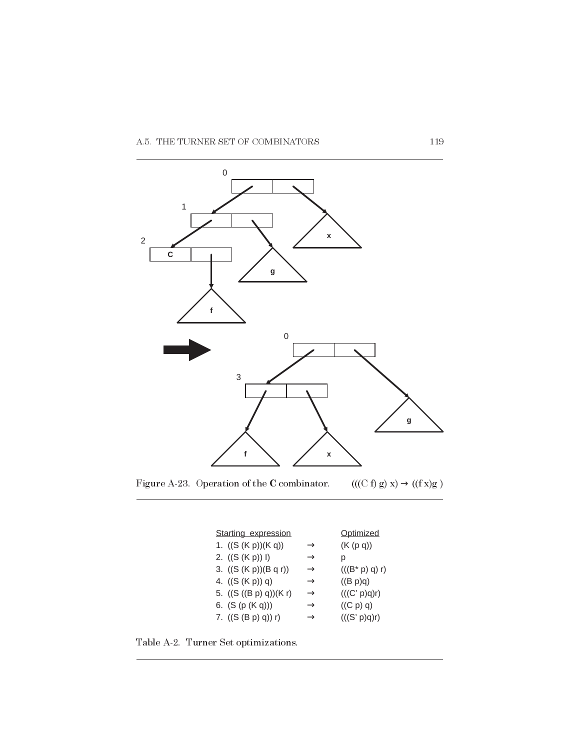Figure A-23. Operation of the **C** combinator. $(((C\ f)\ g)\ x) \rightarrow ((f\ x) g)$

| Starting expression | | Optimized |
|---|---|---|
| 1. ((S (K p))(K q)) | → | (K (p q)) |
| 2. ((S (K p)) I) | → | p |
| 3. ((S (K p))(B q r)) | → | (((B* p) q) r) |
| 4. ((S (K p)) q) | → | ((B p)q) |
| 5. ((S ((B p) q))(K r) | → | (((C' p)q)r) |
| 6. (S (p (K q))) | → | ((C p) q) |
| 7. ((S (B p) q)) r) | → | (((S' p)q)r) |

Table A-2. Turner Set optimizations.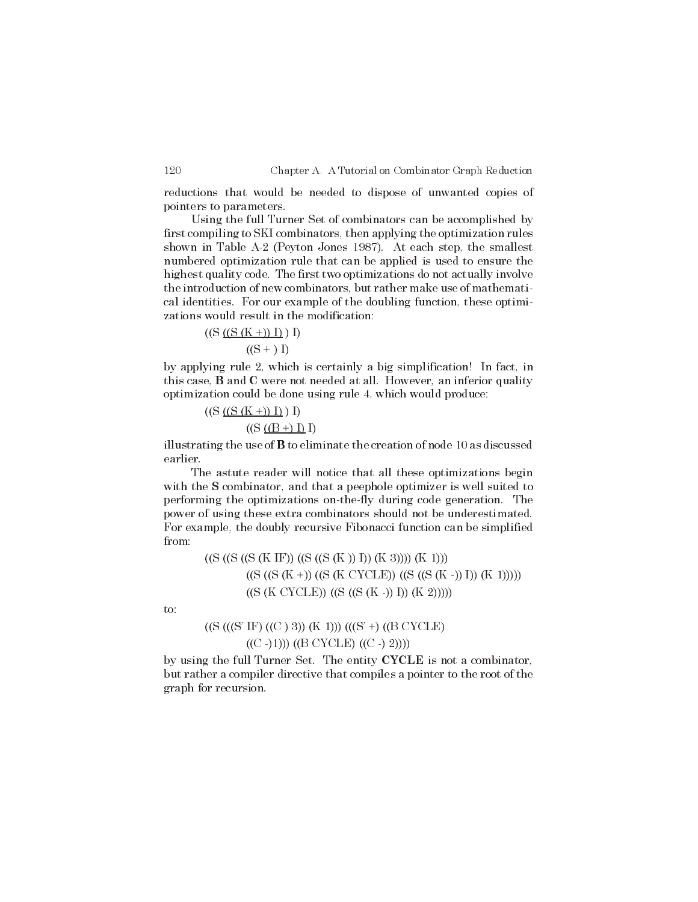reductions that would be needed to dispose of unwanted copies of pointers to parameters.

Using the full Turner Set of combinators can be accomplished by first compiling to SKI combinators, then applying the optimization rules shown in Table A-2 (Peyton Jones 1987). At each step, the smallest numbered optimization rule that can be applied is used to ensure the highest quality code. The first two optimizations do not actually involve the introduction of new combinators, but rather make use of mathematical identities. For our example of the doubling function, these optimizations would result in the modification:

((S <u>((S (K +)) I)</u> ) I)

((S + ) I)

by applying rule 2, which is certainly a big simplification! In fact, in this case, **B** and **C** were not needed at all. However, an inferior quality optimization could be done using rule 4, which would produce:

((S <u>((S (K +)) I)</u> ) I)

((S <u>((B +) I)</u> I)

illustrating the use of **B** to eliminate the creation of node 10 as discussed earlier.

The astute reader will notice that all these optimizations begin with the **S** combinator, and that a peephole optimizer is well suited to performing the optimizations on-the-fly during code generation. The power of using these extra combinators should not be underestimated. For example, the doubly recursive Fibonacci function can be simplified from:

```
((S ((S ((S (K IF)) ((S ((S (K )) I)) (K 3)))) (K 1)))
        ((S ((S (K +)) ((S (K CYCLE)) ((S ((S (K -)) I)) (K 1)))))
        ((S (K CYCLE)) ((S ((S (K -)) I)) (K 2)))))
```

to:

```
((S (((S' IF) ((C ) 3)) (K 1))) (((S' +) ((B CYCLE)
        ((C -)1))) ((B CYCLE) ((C -) 2))))
```

by using the full Turner Set. The entity **CYCLE** is not a combinator, but rather a compiler directive that compiles a pointer to the root of the graph for recursion.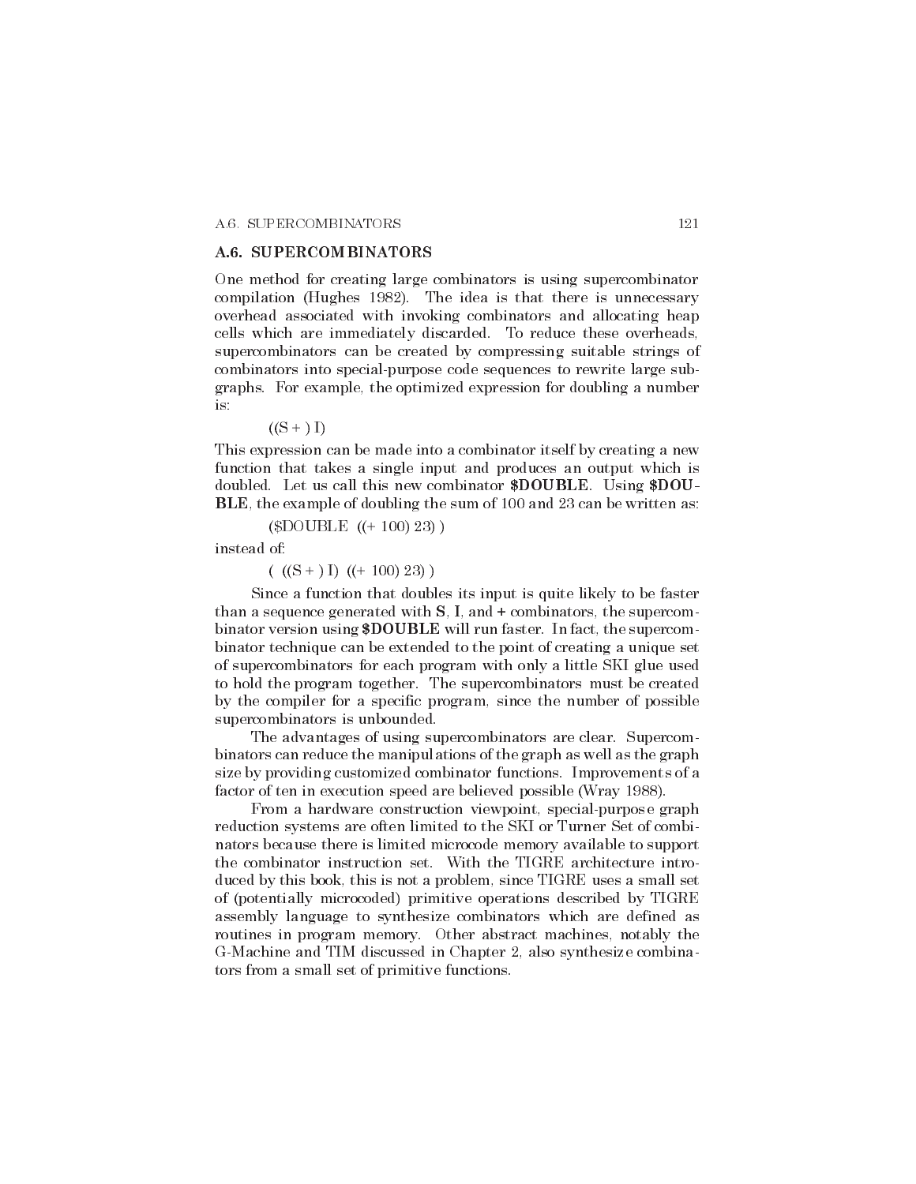## A.6. SUPERCOMBINATORS

One method for creating large combinators is using supercombinator compilation (Hughes 1982). The idea is that there is unnecessary overhead associated with invoking combinators and allocating heap cells which are immediately discarded. To reduce these overheads, supercombinators can be created by compressing suitable strings of combinators into special-purpose code sequences to rewrite large subgraphs. For example, the optimized expression for doubling a number is:

```
((S + ) I)
```

This expression can be made into a combinator itself by creating a new function that takes a single input and produces an output which is doubled. Let us call this new combinator **$DOUBLE**. Using **$DOUBLE**, the example of doubling the sum of 100 and 23 can be written as:

```
($DOUBLE  ((+ 100) 23) )
```

instead of:

```
(  ((S + ) I)  ((+ 100) 23) )
```

Since a function that doubles its input is quite likely to be faster than a sequence generated with **S**, **I**, and **+** combinators, the supercombinator version using **$DOUBLE** will run faster. In fact, the supercombinator technique can be extended to the point of creating a unique set of supercombinators for each program with only a little SKI glue used to hold the program together. The supercombinators must be created by the compiler for a specific program, since the number of possible supercombinators is unbounded.

The advantages of using supercombinators are clear. Supercombinators can reduce the manipulations of the graph as well as the graph size by providing customized combinator functions. Improvements of a factor of ten in execution speed are believed possible (Wray 1988).

From a hardware construction viewpoint, special-purpose graph reduction systems are often limited to the SKI or Turner Set of combinators because there is limited microcode memory available to support the combinator instruction set. With the TIGRE architecture introduced by this book, this is not a problem, since TIGRE uses a small set of (potentially microcoded) primitive operations described by TIGRE assembly language to synthesize combinators which are defined as routines in program memory. Other abstract machines, notably the G-Machine and TIM discussed in Chapter 2, also synthesize combinators from a small set of primitive functions.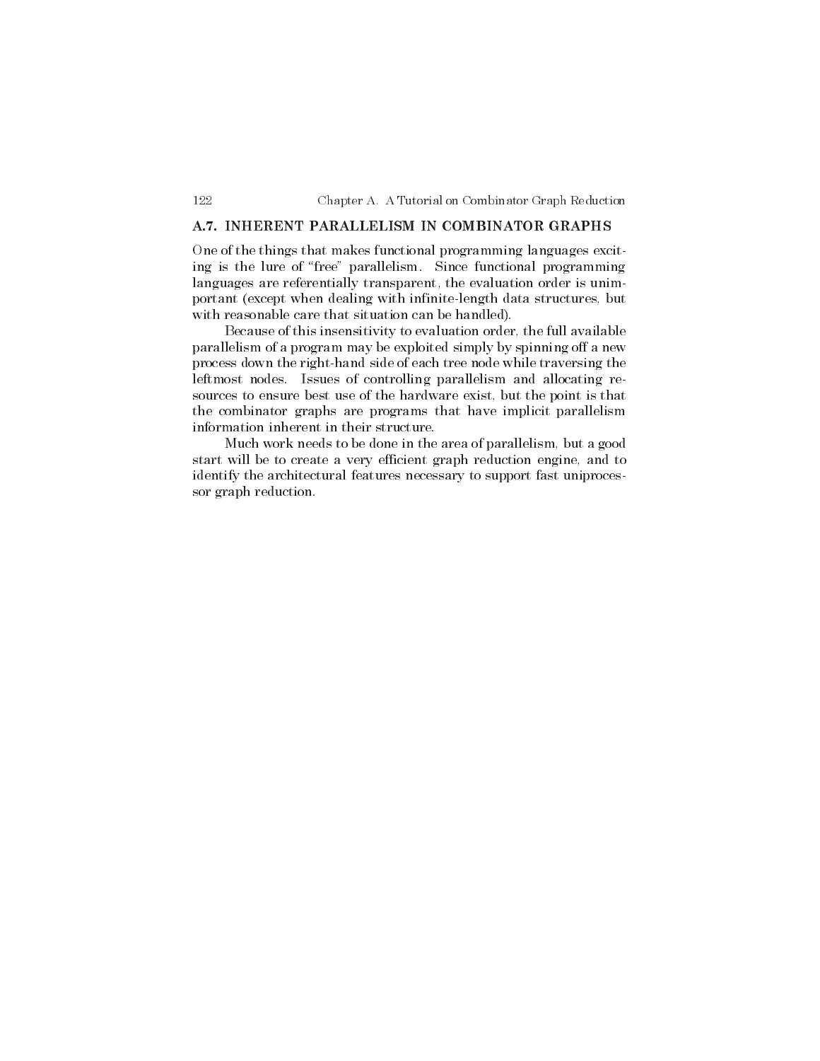## A.7. INHERENT PARALLELISM IN COMBINATOR GRAPHS

One of the things that makes functional programming languages exciting is the lure of "free" parallelism. Since functional programming languages are referentially transparent, the evaluation order is unimportant (except when dealing with infinite-length data structures, but with reasonable care that situation can be handled).

Because of this insensitivity to evaluation order, the full available parallelism of a program may be exploited simply by spinning off a new process down the right-hand side of each tree node while traversing the leftmost nodes. Issues of controlling parallelism and allocating resources to ensure best use of the hardware exist, but the point is that the combinator graphs are programs that have implicit parallelism information inherent in their structure.

Much work needs to be done in the area of parallelism, but a good start will be to create a very efficient graph reduction engine, and to identify the architectural features necessary to support fast uniprocessor graph reduction.